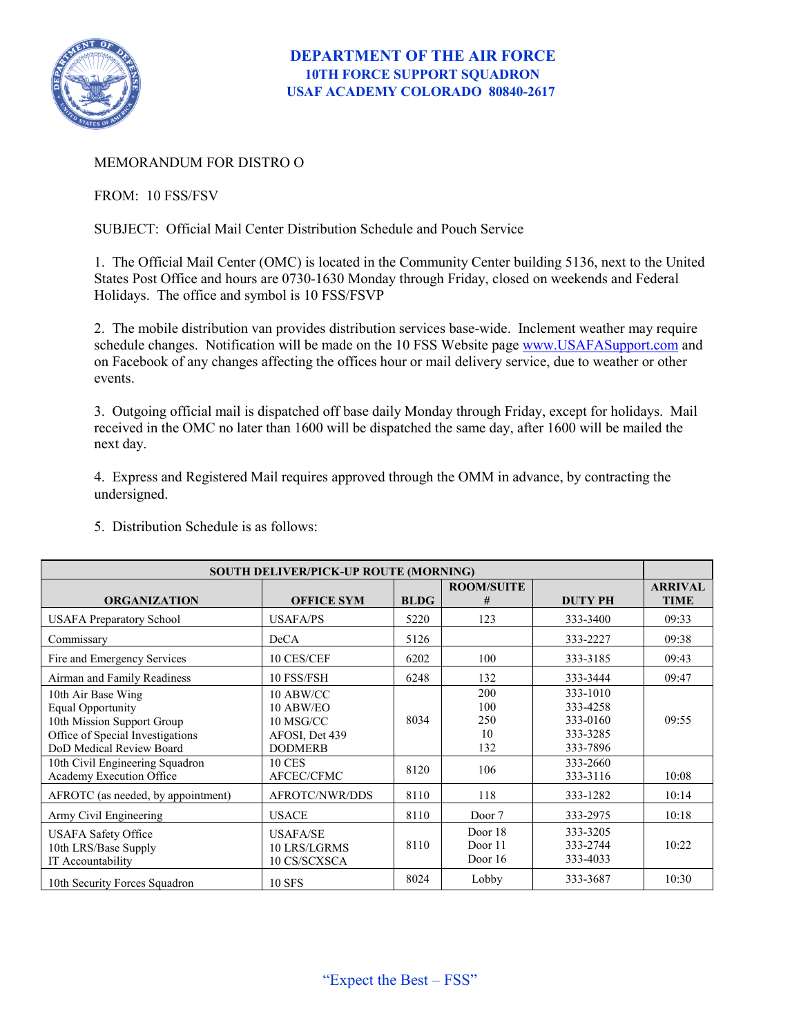# DEPARTMENT OF THE AIR FORCE
## 10TH FORCE SUPPORT SQUADRON
## USAF ACADEMY COLORADO 80840-2617

MEMORANDUM FOR DISTRO O

FROM: 10 FSS/FSV

SUBJECT: Official Mail Center Distribution Schedule and Pouch Service

1. The Official Mail Center (OMC) is located in the Community Center building 5136, next to the United States Post Office and hours are 0730-1630 Monday through Friday, closed on weekends and Federal Holidays. The office and symbol is 10 FSS/FSVP

2. The mobile distribution van provides distribution services base-wide. Inclement weather may require schedule changes. Notification will be made on the 10 FSS Website page www.USAFASupport.com and on Facebook of any changes affecting the offices hour or mail delivery service, due to weather or other events.

3. Outgoing official mail is dispatched off base daily Monday through Friday, except for holidays. Mail received in the OMC no later than 1600 will be dispatched the same day, after 1600 will be mailed the next day.

4. Express and Registered Mail requires approved through the OMM in advance, by contracting the undersigned.

5. Distribution Schedule is as follows:

| SOUTH DELIVER/PICK-UP ROUTE (MORNING) | | | | | |
|---|---|---|---|---|---|
| **ORGANIZATION** | **OFFICE SYM** | **BLDG** | **ROOM/SUITE #** | **DUTY PH** | **ARRIVAL TIME** |
| USAFA Preparatory School | USAFA/PS | 5220 | 123 | 333-3400 | 09:33 |
| Commissary | DeCA | 5126 | | 333-2227 | 09:38 |
| Fire and Emergency Services | 10 CES/CEF | 6202 | 100 | 333-3185 | 09:43 |
| Airman and Family Readiness | 10 FSS/FSH | 6248 | 132 | 333-3444 | 09:47 |
| 10th Air Base Wing<br>Equal Opportunity<br>10th Mission Support Group<br>Office of Special Investigations<br>DoD Medical Review Board | 10 ABW/CC<br>10 ABW/EO<br>10 MSG/CC<br>AFOSI, Det 439<br>DODMERB | 8034 | 200<br>100<br>250<br>10<br>132 | 333-1010<br>333-4258<br>333-0160<br>333-3285<br>333-7896 | 09:55 |
| 10th Civil Engineering Squadron<br>Academy Execution Office | 10 CES<br>AFCEC/CFMC | 8120 | 106 | 333-2660<br>333-3116 | 10:08 |
| AFROTC (as needed, by appointment) | AFROTC/NWR/DDS | 8110 | 118 | 333-1282 | 10:14 |
| Army Civil Engineering | USACE | 8110 | Door 7 | 333-2975 | 10:18 |
| USAFA Safety Office<br>10th LRS/Base Supply<br>IT Accountability | USAFA/SE<br>10 LRS/LGRMS<br>10 CS/SCXSCA | 8110 | Door 18<br>Door 11<br>Door 16 | 333-3205<br>333-2744<br>333-4033 | 10:22 |
| 10th Security Forces Squadron | 10 SFS | 8024 | Lobby | 333-3687 | 10:30 |

"Expect the Best – FSS"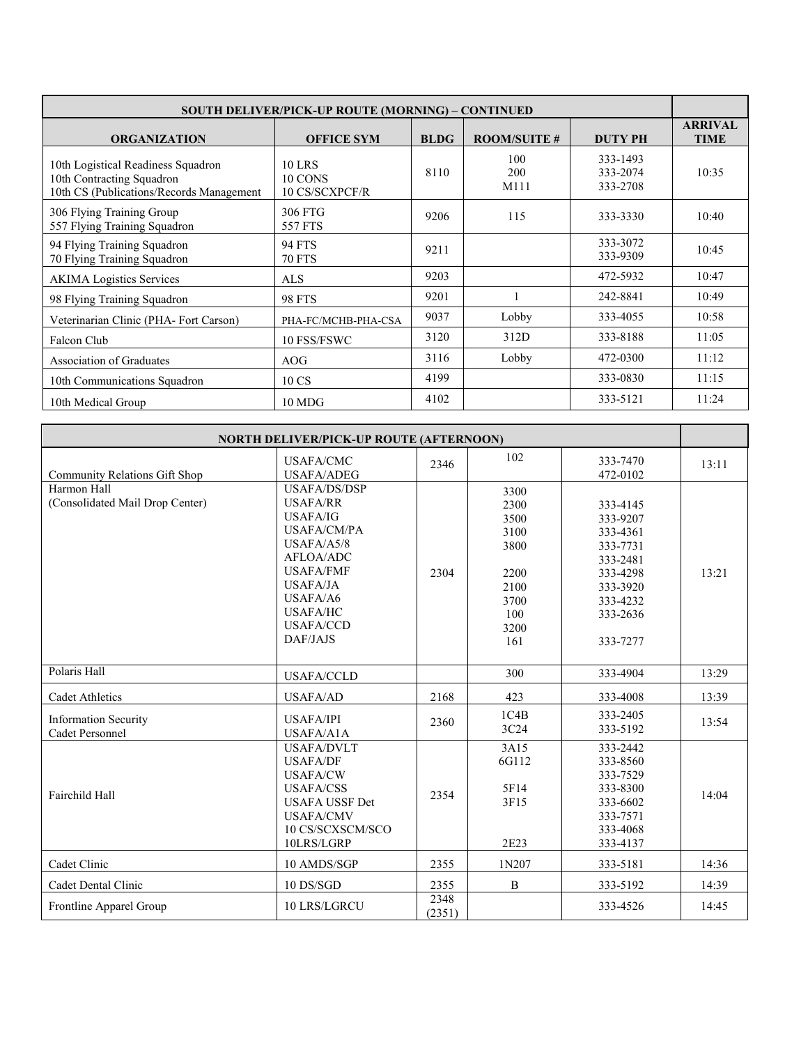| SOUTH DELIVER/PICK-UP ROUTE (MORNING) – CONTINUED | | | | | |
|---|---|---|---|---|---|
| **ORGANIZATION** | **OFFICE SYM** | **BLDG** | **ROOM/SUITE #** | **DUTY PH** | **ARRIVAL TIME** |
| 10th Logistical Readiness Squadron<br>10th Contracting Squadron<br>10th CS (Publications/Records Management | 10 LRS<br>10 CONS<br>10 CS/SCXPCF/R | 8110 | 100<br>200<br>M111 | 333-1493<br>333-2074<br>333-2708 | 10:35 |
| 306 Flying Training Group<br>557 Flying Training Squadron | 306 FTG<br>557 FTS | 9206 | 115 | 333-3330 | 10:40 |
| 94 Flying Training Squadron<br>70 Flying Training Squadron | 94 FTS<br>70 FTS | 9211 | | 333-3072<br>333-9309 | 10:45 |
| AKIMA Logistics Services | ALS | 9203 | | 472-5932 | 10:47 |
| 98 Flying Training Squadron | 98 FTS | 9201 | 1 | 242-8841 | 10:49 |
| Veterinarian Clinic (PHA- Fort Carson) | PHA-FC/MCHB-PHA-CSA | 9037 | Lobby | 333-4055 | 10:58 |
| Falcon Club | 10 FSS/FSWC | 3120 | 312D | 333-8188 | 11:05 |
| Association of Graduates | AOG | 3116 | Lobby | 472-0300 | 11:12 |
| 10th Communications Squadron | 10 CS | 4199 | | 333-0830 | 11:15 |
| 10th Medical Group | 10 MDG | 4102 | | 333-5121 | 11:24 |

| NORTH DELIVER/PICK-UP ROUTE (AFTERNOON) | | | | | |
|---|---|---|---|---|---|
| Community Relations Gift Shop | USAFA/CMC<br>USAFA/ADEG | 2346 | 102 | 333-7470<br>472-0102 | 13:11 |
| Harmon Hall<br>(Consolidated Mail Drop Center) | USAFA/DS/DSP<br>USAFA/RR<br>USAFA/IG<br>USAFA/CM/PA<br>USAFA/A5/8<br>AFLOA/ADC<br>USAFA/FMF<br>USAFA/JA<br>USAFA/A6<br>USAFA/HC<br>USAFA/CCD<br>DAF/JAJS | 2304 | 3300<br>2300<br>3500<br>3100<br>3800<br><br>2200<br>2100<br>3700<br>100<br>3200<br>161 | 333-4145<br>333-9207<br>333-4361<br>333-7731<br>333-2481<br>333-4298<br>333-3920<br>333-4232<br>333-2636<br><br>333-7277 | 13:21 |
| Polaris Hall | USAFA/CCLD | | 300 | 333-4904 | 13:29 |
| Cadet Athletics | USAFA/AD | 2168 | 423 | 333-4008 | 13:39 |
| Information Security<br>Cadet Personnel | USAFA/IPI<br>USAFA/A1A | 2360 | 1C4B<br>3C24 | 333-2405<br>333-5192 | 13:54 |
| Fairchild Hall | USAFA/DVLT<br>USAFA/DF<br>USAFA/CW<br>USAFA/CSS<br>USAFA USSF Det<br>USAFA/CMV<br>10 CS/SCXSCM/SCO<br>10LRS/LGRP | 2354 | 3A15<br>6G112<br><br>5F14<br>3F15<br><br><br>2E23 | 333-2442<br>333-8560<br>333-7529<br>333-8300<br>333-6602<br>333-7571<br>333-4068<br>333-4137 | 14:04 |
| Cadet Clinic | 10 AMDS/SGP | 2355 | 1N207 | 333-5181 | 14:36 |
| Cadet Dental Clinic | 10 DS/SGD | 2355 | B | 333-5192 | 14:39 |
| Frontline Apparel Group | 10 LRS/LGRCU | 2348<br>(2351) | | 333-4526 | 14:45 |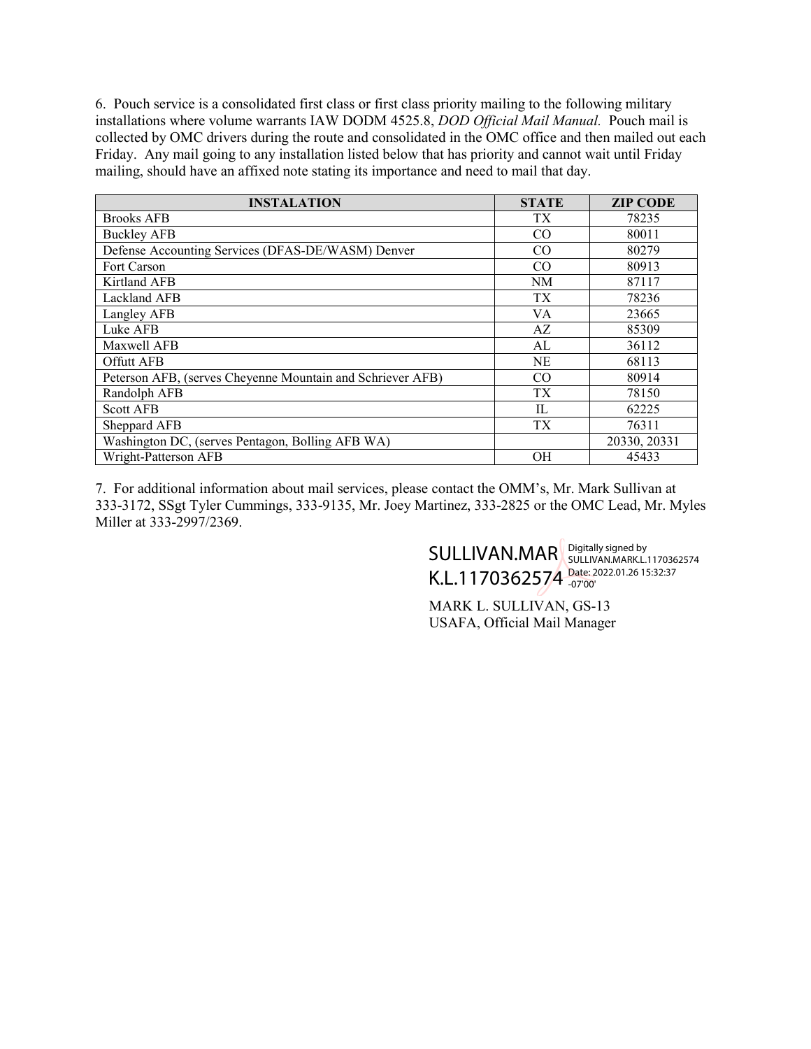6. Pouch service is a consolidated first class or first class priority mailing to the following military installations where volume warrants IAW DODM 4525.8, *DOD Official Mail Manual.* Pouch mail is collected by OMC drivers during the route and consolidated in the OMC office and then mailed out each Friday. Any mail going to any installation listed below that has priority and cannot wait until Friday mailing, should have an affixed note stating its importance and need to mail that day.

| INSTALATION | STATE | ZIP CODE |
|---|---|---|
| Brooks AFB | TX | 78235 |
| Buckley AFB | CO | 80011 |
| Defense Accounting Services (DFAS-DE/WASM) Denver | CO | 80279 |
| Fort Carson | CO | 80913 |
| Kirtland AFB | NM | 87117 |
| Lackland AFB | TX | 78236 |
| Langley AFB | VA | 23665 |
| Luke AFB | AZ | 85309 |
| Maxwell AFB | AL | 36112 |
| Offutt AFB | NE | 68113 |
| Peterson AFB, (serves Cheyenne Mountain and Schriever AFB) | CO | 80914 |
| Randolph AFB | TX | 78150 |
| Scott AFB | IL | 62225 |
| Sheppard AFB | TX | 76311 |
| Washington DC, (serves Pentagon, Bolling AFB WA) | | 20330, 20331 |
| Wright-Patterson AFB | OH | 45433 |

7. For additional information about mail services, please contact the OMM's, Mr. Mark Sullivan at 333-3172, SSgt Tyler Cummings, 333-9135, Mr. Joey Martinez, 333-2825 or the OMC Lead, Mr. Myles Miller at 333-2997/2369.

SULLIVAN.MARK.L.1170362574
Digitally signed by SULLIVAN.MARK.L.1170362574
Date: 2022.01.26 15:32:37 -07'00'

MARK L. SULLIVAN, GS-13
USAFA, Official Mail Manager